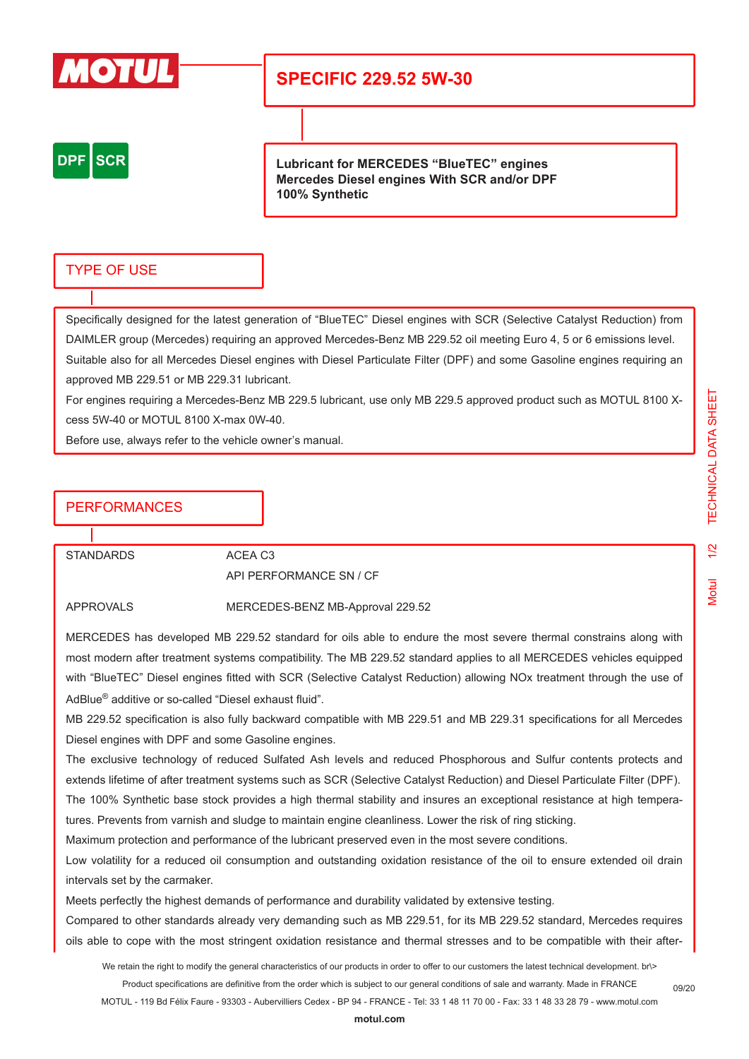# SPECIFIC 229.52 5W-30

DPF SCR

**Lubricant for MERCEDES “BlueTEC” engines**
**Mercedes Diesel engines With SCR and/or DPF**
**100% Synthetic**

## TYPE OF USE

Specifically designed for the latest generation of “BlueTEC” Diesel engines with SCR (Selective Catalyst Reduction) from DAIMLER group (Mercedes) requiring an approved Mercedes-Benz MB 229.52 oil meeting Euro 4, 5 or 6 emissions level.
Suitable also for all Mercedes Diesel engines with Diesel Particulate Filter (DPF) and some Gasoline engines requiring an approved MB 229.51 or MB 229.31 lubricant.
For engines requiring a Mercedes-Benz MB 229.5 lubricant, use only MB 229.5 approved product such as MOTUL 8100 X-cess 5W-40 or MOTUL 8100 X-max 0W-40.
Before use, always refer to the vehicle owner’s manual.

## PERFORMANCES

| | |
|---|---|
| STANDARDS | ACEA C3 |
| | API PERFORMANCE SN / CF |
| APPROVALS | MERCEDES-BENZ MB-Approval 229.52 |

MERCEDES has developed MB 229.52 standard for oils able to endure the most severe thermal constrains along with most modern after treatment systems compatibility. The MB 229.52 standard applies to all MERCEDES vehicles equipped with “BlueTEC” Diesel engines fitted with SCR (Selective Catalyst Reduction) allowing NOx treatment through the use of AdBlue® additive or so-called “Diesel exhaust fluid”.
MB 229.52 specification is also fully backward compatible with MB 229.51 and MB 229.31 specifications for all Mercedes Diesel engines with DPF and some Gasoline engines.
The exclusive technology of reduced Sulfated Ash levels and reduced Phosphorous and Sulfur contents protects and extends lifetime of after treatment systems such as SCR (Selective Catalyst Reduction) and Diesel Particulate Filter (DPF).
The 100% Synthetic base stock provides a high thermal stability and insures an exceptional resistance at high temperatures. Prevents from varnish and sludge to maintain engine cleanliness. Lower the risk of ring sticking.
Maximum protection and performance of the lubricant preserved even in the most severe conditions.
Low volatility for a reduced oil consumption and outstanding oxidation resistance of the oil to ensure extended oil drain intervals set by the carmaker.
Meets perfectly the highest demands of performance and durability validated by extensive testing.
Compared to other standards already very demanding such as MB 229.51, for its MB 229.52 standard, Mercedes requires oils able to cope with the most stringent oxidation resistance and thermal stresses and to be compatible with their after-

We retain the right to modify the general characteristics of our products in order to offer to our customers the latest technical development. br\>
Product specifications are definitive from the order which is subject to our general conditions of sale and warranty. Made in FRANCE
MOTUL - 119 Bd Félix Faure - 93303 - Aubervilliers Cedex - BP 94 - FRANCE - Tel: 33 1 48 11 70 00 - Fax: 33 1 48 33 28 79 - www.motul.com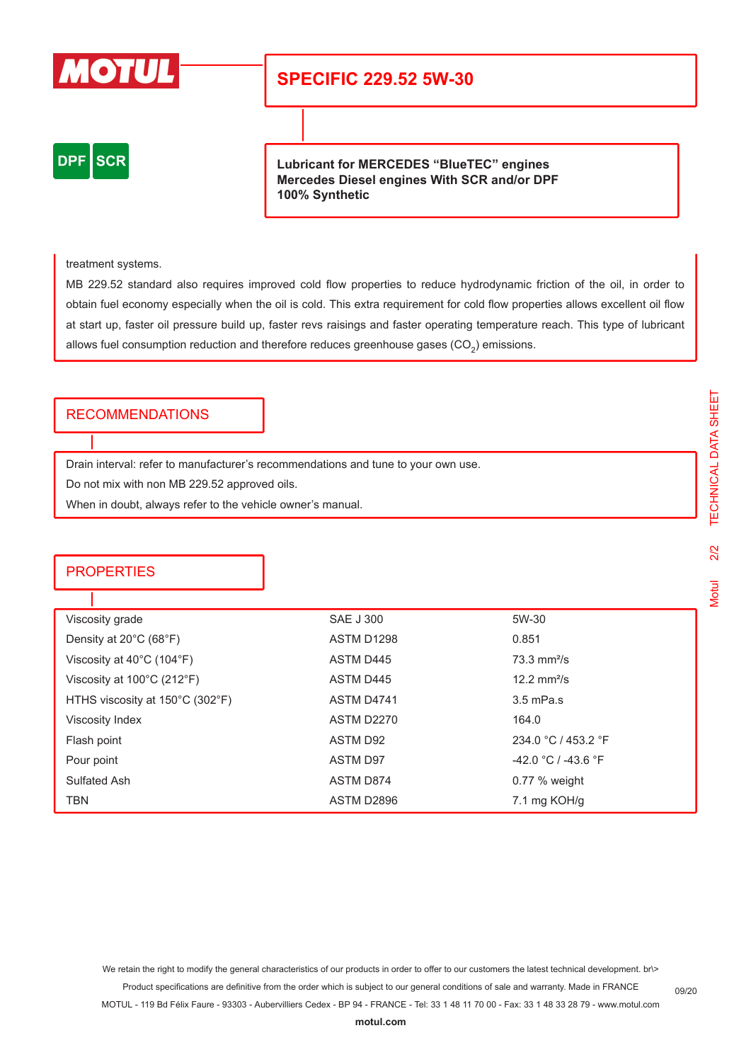# SPECIFIC 229.52 5W-30

DPF SCR

**Lubricant for MERCEDES "BlueTEC" engines**
**Mercedes Diesel engines With SCR and/or DPF**
**100% Synthetic**

treatment systems.

MB 229.52 standard also requires improved cold flow properties to reduce hydrodynamic friction of the oil, in order to obtain fuel economy especially when the oil is cold. This extra requirement for cold flow properties allows excellent oil flow at start up, faster oil pressure build up, faster revs raisings and faster operating temperature reach. This type of lubricant allows fuel consumption reduction and therefore reduces greenhouse gases ($CO_2$) emissions.

## RECOMMENDATIONS

Drain interval: refer to manufacturer's recommendations and tune to your own use.
Do not mix with non MB 229.52 approved oils.
When in doubt, always refer to the vehicle owner's manual.

## PROPERTIES

| | | |
|---|---|---|
| Viscosity grade | SAE J 300 | 5W-30 |
| Density at 20°C (68°F) | ASTM D1298 | 0.851 |
| Viscosity at 40°C (104°F) | ASTM D445 | 73.3 mm²/s |
| Viscosity at 100°C (212°F) | ASTM D445 | 12.2 mm²/s |
| HTHS viscosity at 150°C (302°F) | ASTM D4741 | 3.5 mPa.s |
| Viscosity Index | ASTM D2270 | 164.0 |
| Flash point | ASTM D92 | 234.0 °C / 453.2 °F |
| Pour point | ASTM D97 | -42.0 °C / -43.6 °F |
| Sulfated Ash | ASTM D874 | 0.77 % weight |
| TBN | ASTM D2896 | 7.1 mg KOH/g |

We retain the right to modify the general characteristics of our products in order to offer to our customers the latest technical development. br\>
Product specifications are definitive from the order which is subject to our general conditions of sale and warranty. Made in FRANCE
MOTUL - 119 Bd Félix Faure - 93303 - Aubervilliers Cedex - BP 94 - FRANCE - Tel: 33 1 48 11 70 00 - Fax: 33 1 48 33 28 79 - www.motul.com
**motul.com**

09/20